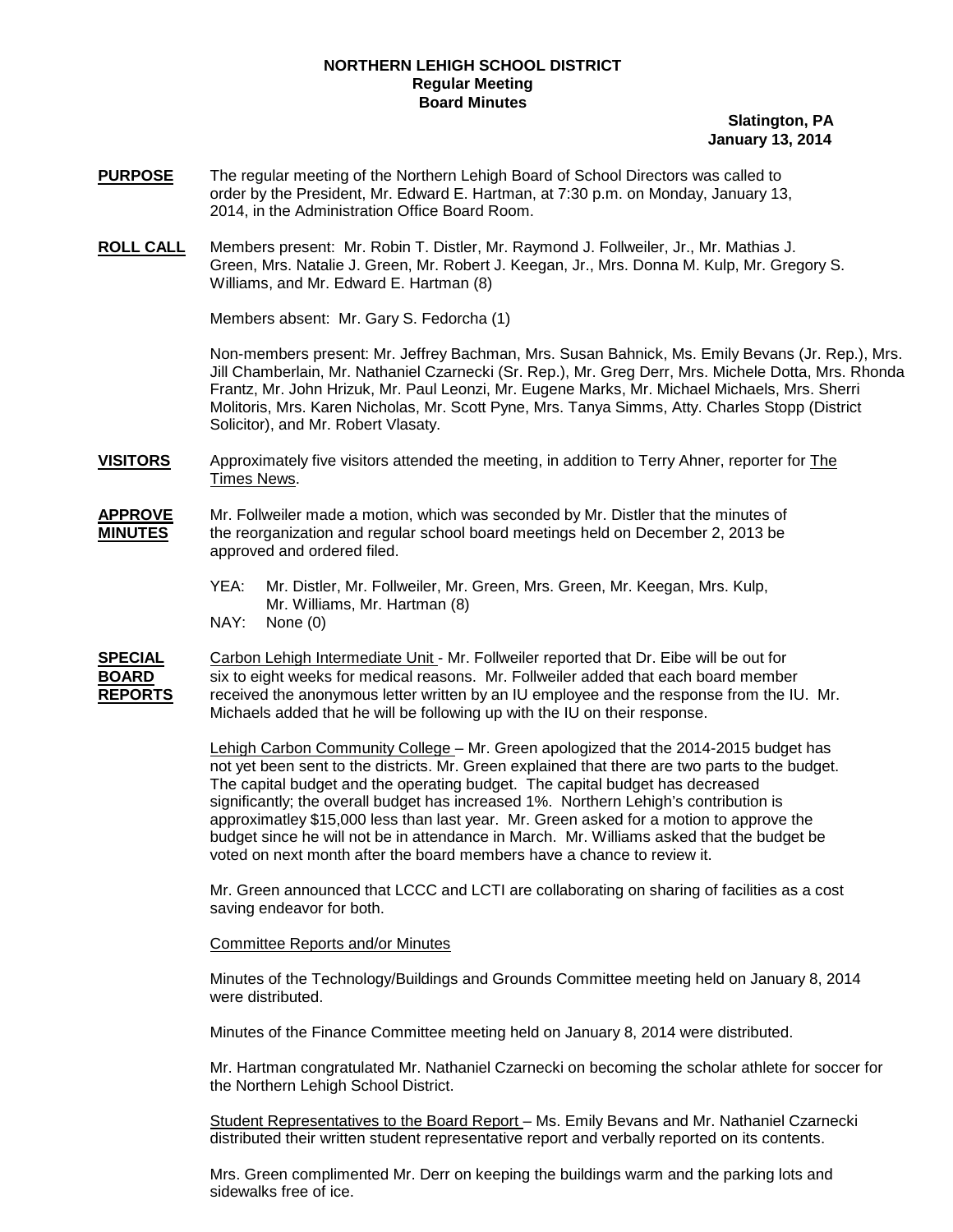**NORTHERN LEHIGH SCHOOL DISTRICT**
**Regular Meeting**
**Board Minutes**

**Slatington, PA**
**January 13, 2014**

**PURPOSE** The regular meeting of the Northern Lehigh Board of School Directors was called to order by the President, Mr. Edward E. Hartman, at 7:30 p.m. on Monday, January 13, 2014, in the Administration Office Board Room.

**ROLL CALL** Members present: Mr. Robin T. Distler, Mr. Raymond J. Follweiler, Jr., Mr. Mathias J. Green, Mrs. Natalie J. Green, Mr. Robert J. Keegan, Jr., Mrs. Donna M. Kulp, Mr. Gregory S. Williams, and Mr. Edward E. Hartman (8)

Members absent: Mr. Gary S. Fedorcha (1)

Non-members present: Mr. Jeffrey Bachman, Mrs. Susan Bahnick, Ms. Emily Bevans (Jr. Rep.), Mrs. Jill Chamberlain, Mr. Nathaniel Czarnecki (Sr. Rep.), Mr. Greg Derr, Mrs. Michele Dotta, Mrs. Rhonda Frantz, Mr. John Hrizuk, Mr. Paul Leonzi, Mr. Eugene Marks, Mr. Michael Michaels, Mrs. Sherri Molitoris, Mrs. Karen Nicholas, Mr. Scott Pyne, Mrs. Tanya Simms, Atty. Charles Stopp (District Solicitor), and Mr. Robert Vlasaty.

**VISITORS** Approximately five visitors attended the meeting, in addition to Terry Ahner, reporter for The Times News.

**APPROVE MINUTES** Mr. Follweiler made a motion, which was seconded by Mr. Distler that the minutes of the reorganization and regular school board meetings held on December 2, 2013 be approved and ordered filed.

YEA: Mr. Distler, Mr. Follweiler, Mr. Green, Mrs. Green, Mr. Keegan, Mrs. Kulp, Mr. Williams, Mr. Hartman (8)
NAY: None (0)

**SPECIAL BOARD REPORTS** Carbon Lehigh Intermediate Unit - Mr. Follweiler reported that Dr. Eibe will be out for six to eight weeks for medical reasons. Mr. Follweiler added that each board member received the anonymous letter written by an IU employee and the response from the IU. Mr. Michaels added that he will be following up with the IU on their response.

Lehigh Carbon Community College – Mr. Green apologized that the 2014-2015 budget has not yet been sent to the districts. Mr. Green explained that there are two parts to the budget. The capital budget and the operating budget. The capital budget has decreased significantly; the overall budget has increased 1%. Northern Lehigh's contribution is approximatley $15,000 less than last year. Mr. Green asked for a motion to approve the budget since he will not be in attendance in March. Mr. Williams asked that the budget be voted on next month after the board members have a chance to review it.

Mr. Green announced that LCCC and LCTI are collaborating on sharing of facilities as a cost saving endeavor for both.

Committee Reports and/or Minutes

Minutes of the Technology/Buildings and Grounds Committee meeting held on January 8, 2014 were distributed.

Minutes of the Finance Committee meeting held on January 8, 2014 were distributed.

Mr. Hartman congratulated Mr. Nathaniel Czarnecki on becoming the scholar athlete for soccer for the Northern Lehigh School District.

Student Representatives to the Board Report – Ms. Emily Bevans and Mr. Nathaniel Czarnecki distributed their written student representative report and verbally reported on its contents.

Mrs. Green complimented Mr. Derr on keeping the buildings warm and the parking lots and sidewalks free of ice.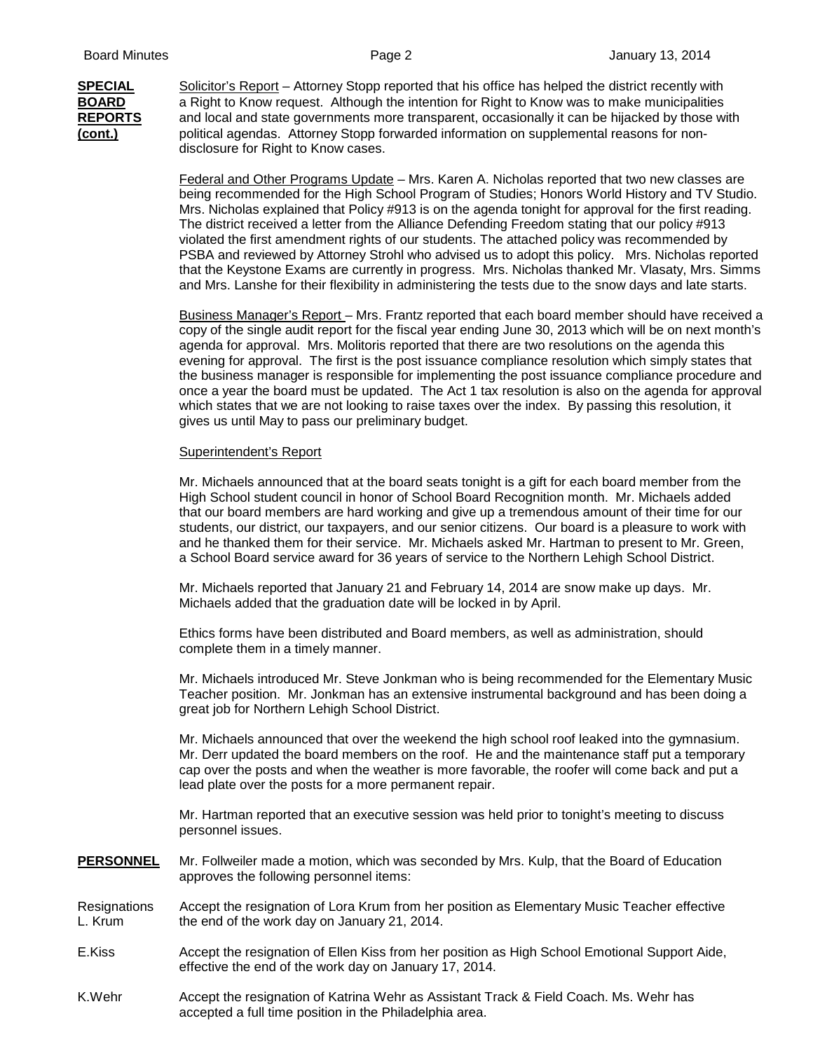**SPECIAL BOARD REPORTS (cont.)**

Solicitor's Report – Attorney Stopp reported that his office has helped the district recently with a Right to Know request. Although the intention for Right to Know was to make municipalities and local and state governments more transparent, occasionally it can be hijacked by those with political agendas. Attorney Stopp forwarded information on supplemental reasons for non-disclosure for Right to Know cases.

Federal and Other Programs Update – Mrs. Karen A. Nicholas reported that two new classes are being recommended for the High School Program of Studies; Honors World History and TV Studio. Mrs. Nicholas explained that Policy #913 is on the agenda tonight for approval for the first reading. The district received a letter from the Alliance Defending Freedom stating that our policy #913 violated the first amendment rights of our students. The attached policy was recommended by PSBA and reviewed by Attorney Strohl who advised us to adopt this policy. Mrs. Nicholas reported that the Keystone Exams are currently in progress. Mrs. Nicholas thanked Mr. Vlasaty, Mrs. Simms and Mrs. Lanshe for their flexibility in administering the tests due to the snow days and late starts.

Business Manager's Report – Mrs. Frantz reported that each board member should have received a copy of the single audit report for the fiscal year ending June 30, 2013 which will be on next month's agenda for approval. Mrs. Molitoris reported that there are two resolutions on the agenda this evening for approval. The first is the post issuance compliance resolution which simply states that the business manager is responsible for implementing the post issuance compliance procedure and once a year the board must be updated. The Act 1 tax resolution is also on the agenda for approval which states that we are not looking to raise taxes over the index. By passing this resolution, it gives us until May to pass our preliminary budget.

Superintendent's Report

Mr. Michaels announced that at the board seats tonight is a gift for each board member from the High School student council in honor of School Board Recognition month. Mr. Michaels added that our board members are hard working and give up a tremendous amount of their time for our students, our district, our taxpayers, and our senior citizens. Our board is a pleasure to work with and he thanked them for their service. Mr. Michaels asked Mr. Hartman to present to Mr. Green, a School Board service award for 36 years of service to the Northern Lehigh School District.

Mr. Michaels reported that January 21 and February 14, 2014 are snow make up days. Mr. Michaels added that the graduation date will be locked in by April.

Ethics forms have been distributed and Board members, as well as administration, should complete them in a timely manner.

Mr. Michaels introduced Mr. Steve Jonkman who is being recommended for the Elementary Music Teacher position. Mr. Jonkman has an extensive instrumental background and has been doing a great job for Northern Lehigh School District.

Mr. Michaels announced that over the weekend the high school roof leaked into the gymnasium. Mr. Derr updated the board members on the roof. He and the maintenance staff put a temporary cap over the posts and when the weather is more favorable, the roofer will come back and put a lead plate over the posts for a more permanent repair.

Mr. Hartman reported that an executive session was held prior to tonight's meeting to discuss personnel issues.

**PERSONNEL**

Mr. Follweiler made a motion, which was seconded by Mrs. Kulp, that the Board of Education approves the following personnel items:

Resignations
L. Krum

Accept the resignation of Lora Krum from her position as Elementary Music Teacher effective the end of the work day on January 21, 2014.

E.Kiss

Accept the resignation of Ellen Kiss from her position as High School Emotional Support Aide, effective the end of the work day on January 17, 2014.

K.Wehr

Accept the resignation of Katrina Wehr as Assistant Track & Field Coach. Ms. Wehr has accepted a full time position in the Philadelphia area.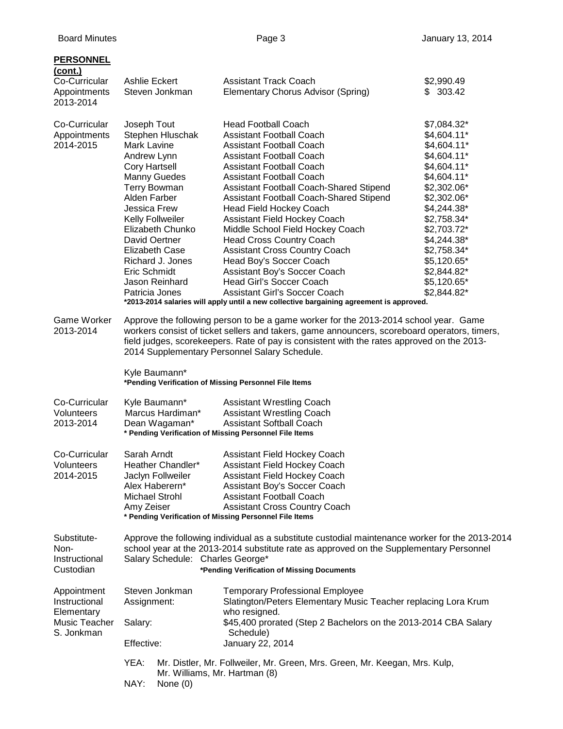**PERSONNEL (cont.)**

| | | | |
|---|---|---|---|
| Co-Curricular Appointments 2013-2014 | Ashlie Eckert | Assistant Track Coach | $2,990.49 |
| | Steven Jonkman | Elementary Chorus Advisor (Spring) | $ 303.42 |

| | | | |
|---|---|---|---|
| Co-Curricular Appointments 2014-2015 | Joseph Tout | Head Football Coach | $7,084.32* |
| | Stephen Hluschak | Assistant Football Coach | $4,604.11* |
| | Mark Lavine | Assistant Football Coach | $4,604.11* |
| | Andrew Lynn | Assistant Football Coach | $4,604.11* |
| | Cory Hartsell | Assistant Football Coach | $4,604.11* |
| | Manny Guedes | Assistant Football Coach | $4,604.11* |
| | Terry Bowman | Assistant Football Coach-Shared Stipend | $2,302.06* |
| | Alden Farber | Assistant Football Coach-Shared Stipend | $2,302.06* |
| | Jessica Frew | Head Field Hockey Coach | $4,244.38* |
| | Kelly Follweiler | Assistant Field Hockey Coach | $2,758.34* |
| | Elizabeth Chunko | Middle School Field Hockey Coach | $2,703.72* |
| | David Oertner | Head Cross Country Coach | $4,244.38* |
| | Elizabeth Case | Assistant Cross Country Coach | $2,758.34* |
| | Richard J. Jones | Head Boy's Soccer Coach | $5,120.65* |
| | Eric Schmidt | Assistant Boy's Soccer Coach | $2,844.82* |
| | Jason Reinhard | Head Girl's Soccer Coach | $5,120.65* |
| | Patricia Jones | Assistant Girl's Soccer Coach | $2,844.82* |

**\*2013-2014 salaries will apply until a new collective bargaining agreement is approved.**

Game Worker 2013-2014

Approve the following person to be a game worker for the 2013-2014 school year. Game workers consist of ticket sellers and takers, game announcers, scoreboard operators, timers, field judges, scorekeepers. Rate of pay is consistent with the rates approved on the 2013-2014 Supplementary Personnel Salary Schedule.

Kyle Baumann*

**\*Pending Verification of Missing Personnel File Items**

| | | |
|---|---|---|
| Co-Curricular Volunteers 2013-2014 | Kyle Baumann* | Assistant Wrestling Coach |
| | Marcus Hardiman* | Assistant Wrestling Coach |
| | Dean Wagaman* | Assistant Softball Coach |

**\* Pending Verification of Missing Personnel File Items**

| | | |
|---|---|---|
| Co-Curricular Volunteers 2014-2015 | Sarah Arndt | Assistant Field Hockey Coach |
| | Heather Chandler* | Assistant Field Hockey Coach |
| | Jaclyn Follweiler | Assistant Field Hockey Coach |
| | Alex Haberern* | Assistant Boy's Soccer Coach |
| | Michael Strohl | Assistant Football Coach |
| | Amy Zeiser | Assistant Cross Country Coach |

**\* Pending Verification of Missing Personnel File Items**

Substitute-Non-Instructional Custodian

Approve the following individual as a substitute custodial maintenance worker for the 2013-2014 school year at the 2013-2014 substitute rate as approved on the Supplementary Personnel Salary Schedule: Charles George*

**\*Pending Verification of Missing Documents**

Appointment Instructional Elementary Music Teacher S. Jonkman

| | |
|---|---|
| Steven Jonkman | Temporary Professional Employee |
| Assignment: | Slatington/Peters Elementary Music Teacher replacing Lora Krum who resigned. |
| Salary: | $45,400 prorated (Step 2 Bachelors on the 2013-2014 CBA Salary Schedule) |
| Effective: | January 22, 2014 |

YEA: Mr. Distler, Mr. Follweiler, Mr. Green, Mrs. Green, Mr. Keegan, Mrs. Kulp, Mr. Williams, Mr. Hartman (8)

NAY: None (0)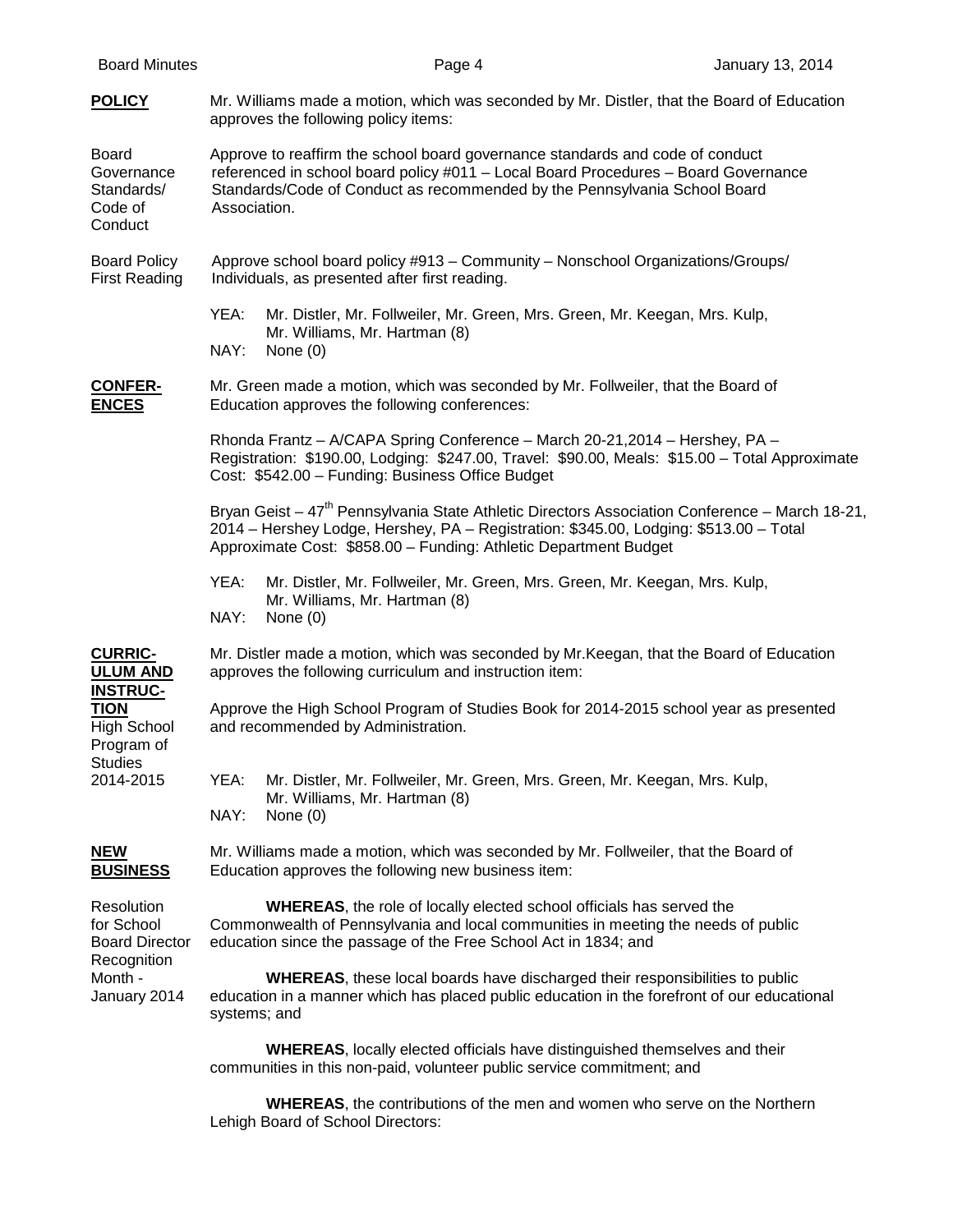**POLICY**

Mr. Williams made a motion, which was seconded by Mr. Distler, that the Board of Education approves the following policy items:

Board Governance Standards/ Code of Conduct

Approve to reaffirm the school board governance standards and code of conduct referenced in school board policy #011 – Local Board Procedures – Board Governance Standards/Code of Conduct as recommended by the Pennsylvania School Board Association.

Board Policy First Reading

Approve school board policy #913 – Community – Nonschool Organizations/Groups/ Individuals, as presented after first reading.

YEA: Mr. Distler, Mr. Follweiler, Mr. Green, Mrs. Green, Mr. Keegan, Mrs. Kulp, Mr. Williams, Mr. Hartman (8)
NAY: None (0)

**CONFERENCES**

Mr. Green made a motion, which was seconded by Mr. Follweiler, that the Board of Education approves the following conferences:

Rhonda Frantz – A/CAPA Spring Conference – March 20-21,2014 – Hershey, PA – Registration: $190.00, Lodging: $247.00, Travel: $90.00, Meals: $15.00 – Total Approximate Cost: $542.00 – Funding: Business Office Budget

Bryan Geist – 47th Pennsylvania State Athletic Directors Association Conference – March 18-21, 2014 – Hershey Lodge, Hershey, PA – Registration: $345.00, Lodging: $513.00 – Total Approximate Cost: $858.00 – Funding: Athletic Department Budget

YEA: Mr. Distler, Mr. Follweiler, Mr. Green, Mrs. Green, Mr. Keegan, Mrs. Kulp, Mr. Williams, Mr. Hartman (8)
NAY: None (0)

**CURRICULUM AND INSTRUCTION**

Mr. Distler made a motion, which was seconded by Mr.Keegan, that the Board of Education approves the following curriculum and instruction item:

High School Program of Studies 2014-2015

Approve the High School Program of Studies Book for 2014-2015 school year as presented and recommended by Administration.

YEA: Mr. Distler, Mr. Follweiler, Mr. Green, Mrs. Green, Mr. Keegan, Mrs. Kulp, Mr. Williams, Mr. Hartman (8)
NAY: None (0)

**NEW BUSINESS**

Mr. Williams made a motion, which was seconded by Mr. Follweiler, that the Board of Education approves the following new business item:

Resolution for School Board Director Recognition Month - January 2014

**WHEREAS**, the role of locally elected school officials has served the Commonwealth of Pennsylvania and local communities in meeting the needs of public education since the passage of the Free School Act in 1834; and

**WHEREAS**, these local boards have discharged their responsibilities to public education in a manner which has placed public education in the forefront of our educational systems; and

**WHEREAS**, locally elected officials have distinguished themselves and their communities in this non-paid, volunteer public service commitment; and

**WHEREAS**, the contributions of the men and women who serve on the Northern Lehigh Board of School Directors: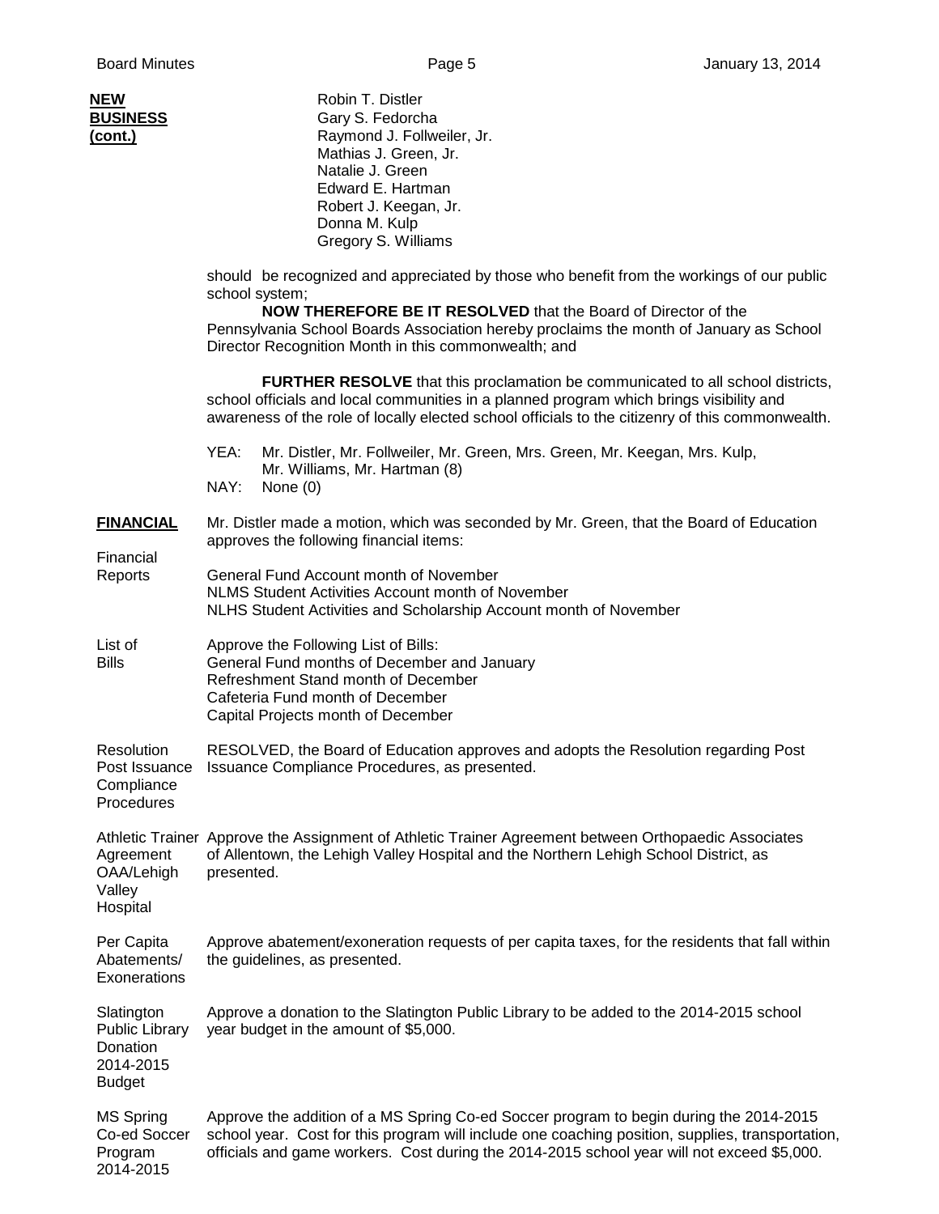**NEW BUSINESS (cont.)**

Robin T. Distler
Gary S. Fedorcha
Raymond J. Follweiler, Jr.
Mathias J. Green, Jr.
Natalie J. Green
Edward E. Hartman
Robert J. Keegan, Jr.
Donna M. Kulp
Gregory S. Williams

should be recognized and appreciated by those who benefit from the workings of our public school system;

**NOW THEREFORE BE IT RESOLVED** that the Board of Director of the Pennsylvania School Boards Association hereby proclaims the month of January as School Director Recognition Month in this commonwealth; and

**FURTHER RESOLVE** that this proclamation be communicated to all school districts, school officials and local communities in a planned program which brings visibility and awareness of the role of locally elected school officials to the citizenry of this commonwealth.

YEA: Mr. Distler, Mr. Follweiler, Mr. Green, Mrs. Green, Mr. Keegan, Mrs. Kulp, Mr. Williams, Mr. Hartman (8)
NAY: None (0)

**FINANCIAL**

Mr. Distler made a motion, which was seconded by Mr. Green, that the Board of Education approves the following financial items:

**Financial Reports**

General Fund Account month of November
NLMS Student Activities Account month of November
NLHS Student Activities and Scholarship Account month of November

**List of Bills**

Approve the Following List of Bills:
General Fund months of December and January
Refreshment Stand month of December
Cafeteria Fund month of December
Capital Projects month of December

**Resolution Post Issuance Compliance Procedures**

RESOLVED, the Board of Education approves and adopts the Resolution regarding Post Issuance Compliance Procedures, as presented.

**Athletic Trainer Agreement OAA/Lehigh Valley Hospital**

Approve the Assignment of Athletic Trainer Agreement between Orthopaedic Associates of Allentown, the Lehigh Valley Hospital and the Northern Lehigh School District, as presented.

**Per Capita Abatements/ Exonerations**

Approve abatement/exoneration requests of per capita taxes, for the residents that fall within the guidelines, as presented.

**Slatington Public Library Donation 2014-2015 Budget**

Approve a donation to the Slatington Public Library to be added to the 2014-2015 school year budget in the amount of $5,000.

**MS Spring Co-ed Soccer Program 2014-2015**

Approve the addition of a MS Spring Co-ed Soccer program to begin during the 2014-2015 school year. Cost for this program will include one coaching position, supplies, transportation, officials and game workers. Cost during the 2014-2015 school year will not exceed $5,000.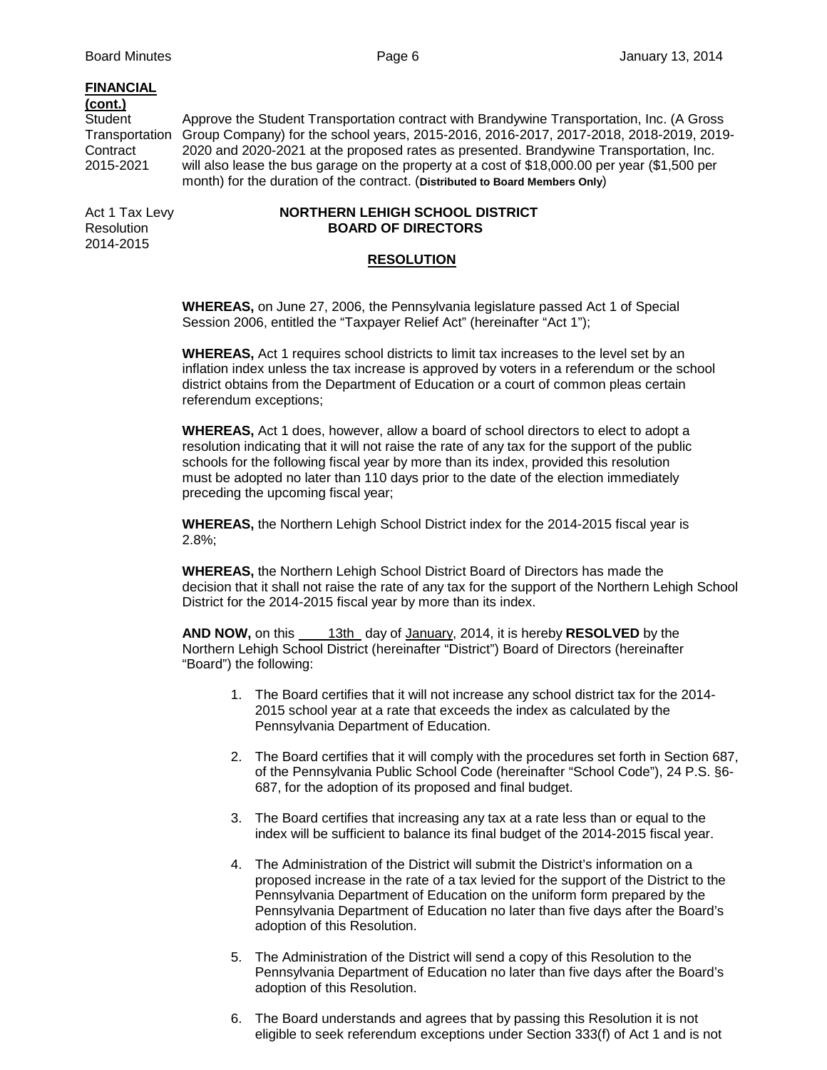**FINANCIAL (cont.)**

Student Transportation Contract 2015-2021

Approve the Student Transportation contract with Brandywine Transportation, Inc. (A Gross Group Company) for the school years, 2015-2016, 2016-2017, 2017-2018, 2018-2019, 2019-2020 and 2020-2021 at the proposed rates as presented. Brandywine Transportation, Inc. will also lease the bus garage on the property at a cost of $18,000.00 per year ($1,500 per month) for the duration of the contract. (**Distributed to Board Members Only**)

Act 1 Tax Levy Resolution 2014-2015

**NORTHERN LEHIGH SCHOOL DISTRICT**
**BOARD OF DIRECTORS**

**RESOLUTION**

**WHEREAS,** on June 27, 2006, the Pennsylvania legislature passed Act 1 of Special Session 2006, entitled the "Taxpayer Relief Act" (hereinafter "Act 1");

**WHEREAS,** Act 1 requires school districts to limit tax increases to the level set by an inflation index unless the tax increase is approved by voters in a referendum or the school district obtains from the Department of Education or a court of common pleas certain referendum exceptions;

**WHEREAS,** Act 1 does, however, allow a board of school directors to elect to adopt a resolution indicating that it will not raise the rate of any tax for the support of the public schools for the following fiscal year by more than its index, provided this resolution must be adopted no later than 110 days prior to the date of the election immediately preceding the upcoming fiscal year;

**WHEREAS,** the Northern Lehigh School District index for the 2014-2015 fiscal year is 2.8%;

**WHEREAS,** the Northern Lehigh School District Board of Directors has made the decision that it shall not raise the rate of any tax for the support of the Northern Lehigh School District for the 2014-2015 fiscal year by more than its index.

**AND NOW,** on this 13th day of January, 2014, it is hereby **RESOLVED** by the Northern Lehigh School District (hereinafter "District") Board of Directors (hereinafter "Board") the following:

1. The Board certifies that it will not increase any school district tax for the 2014-2015 school year at a rate that exceeds the index as calculated by the Pennsylvania Department of Education.

2. The Board certifies that it will comply with the procedures set forth in Section 687, of the Pennsylvania Public School Code (hereinafter "School Code"), 24 P.S. §6-687, for the adoption of its proposed and final budget.

3. The Board certifies that increasing any tax at a rate less than or equal to the index will be sufficient to balance its final budget of the 2014-2015 fiscal year.

4. The Administration of the District will submit the District's information on a proposed increase in the rate of a tax levied for the support of the District to the Pennsylvania Department of Education on the uniform form prepared by the Pennsylvania Department of Education no later than five days after the Board's adoption of this Resolution.

5. The Administration of the District will send a copy of this Resolution to the Pennsylvania Department of Education no later than five days after the Board's adoption of this Resolution.

6. The Board understands and agrees that by passing this Resolution it is not eligible to seek referendum exceptions under Section 333(f) of Act 1 and is not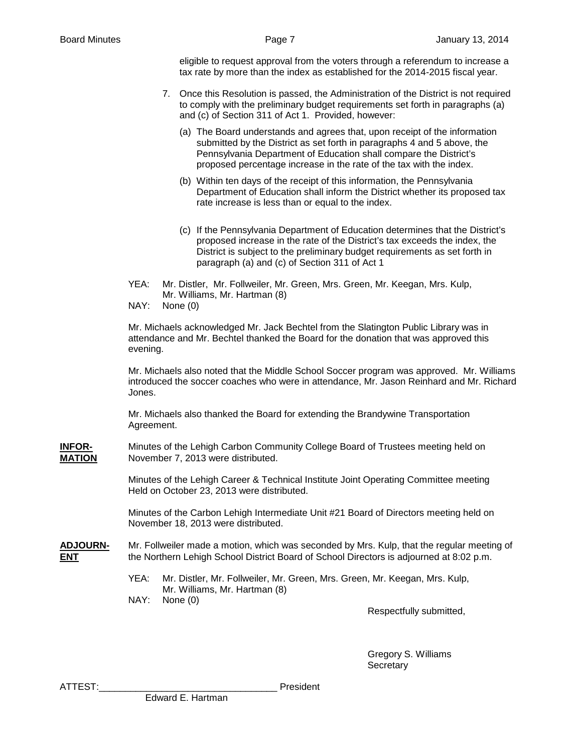eligible to request approval from the voters through a referendum to increase a tax rate by more than the index as established for the 2014-2015 fiscal year.

7. Once this Resolution is passed, the Administration of the District is not required to comply with the preliminary budget requirements set forth in paragraphs (a) and (c) of Section 311 of Act 1. Provided, however:

   (a) The Board understands and agrees that, upon receipt of the information submitted by the District as set forth in paragraphs 4 and 5 above, the Pennsylvania Department of Education shall compare the District's proposed percentage increase in the rate of the tax with the index.

   (b) Within ten days of the receipt of this information, the Pennsylvania Department of Education shall inform the District whether its proposed tax rate increase is less than or equal to the index.

   (c) If the Pennsylvania Department of Education determines that the District's proposed increase in the rate of the District's tax exceeds the index, the District is subject to the preliminary budget requirements as set forth in paragraph (a) and (c) of Section 311 of Act 1

YEA: Mr. Distler, Mr. Follweiler, Mr. Green, Mrs. Green, Mr. Keegan, Mrs. Kulp, Mr. Williams, Mr. Hartman (8)
NAY: None (0)

Mr. Michaels acknowledged Mr. Jack Bechtel from the Slatington Public Library was in attendance and Mr. Bechtel thanked the Board for the donation that was approved this evening.

Mr. Michaels also noted that the Middle School Soccer program was approved. Mr. Williams introduced the soccer coaches who were in attendance, Mr. Jason Reinhard and Mr. Richard Jones.

Mr. Michaels also thanked the Board for extending the Brandywine Transportation Agreement.

**INFORMATION**

Minutes of the Lehigh Carbon Community College Board of Trustees meeting held on November 7, 2013 were distributed.

Minutes of the Lehigh Career & Technical Institute Joint Operating Committee meeting Held on October 23, 2013 were distributed.

Minutes of the Carbon Lehigh Intermediate Unit #21 Board of Directors meeting held on November 18, 2013 were distributed.

**ADJOURNMENT**

Mr. Follweiler made a motion, which was seconded by Mrs. Kulp, that the regular meeting of the Northern Lehigh School District Board of School Directors is adjourned at 8:02 p.m.

YEA: Mr. Distler, Mr. Follweiler, Mr. Green, Mrs. Green, Mr. Keegan, Mrs. Kulp, Mr. Williams, Mr. Hartman (8)
NAY: None (0)

Respectfully submitted,

Gregory S. Williams
Secretary

ATTEST:_________________________________ President
Edward E. Hartman